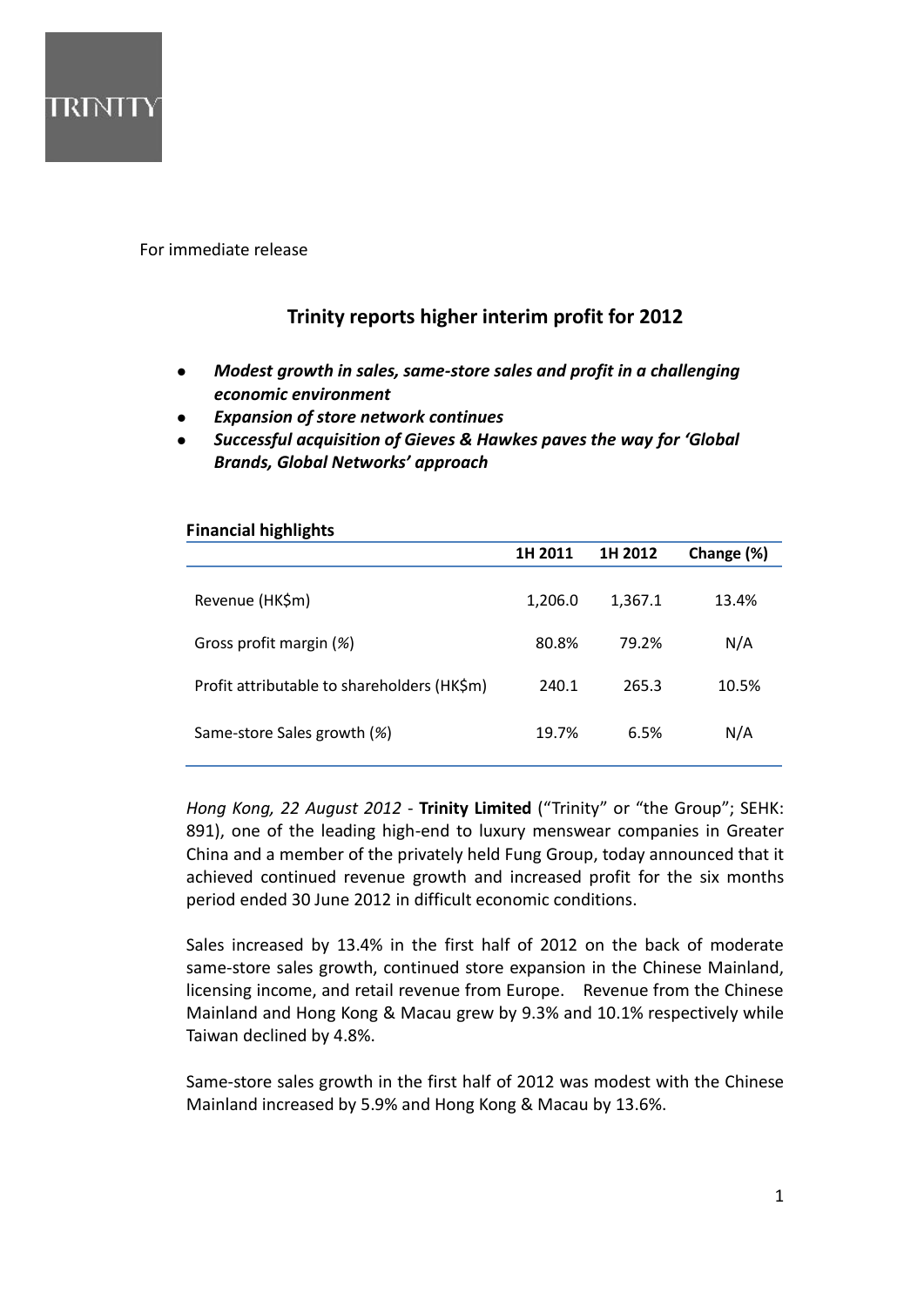TRINITY

For immediate release

# Trinity reports higher interim profit for 2012

- ***Modest growth in sales, same-store sales and profit in a challenging economic environment***
- ***Expansion of store network continues***
- ***Successful acquisition of Gieves & Hawkes paves the way for 'Global Brands, Global Networks' approach***

**Financial highlights**

| | 1H 2011 | 1H 2012 | Change (%) |
|---|---|---|---|
| Revenue (HK$m) | 1,206.0 | 1,367.1 | 13.4% |
| Gross profit margin (%) | 80.8% | 79.2% | N/A |
| Profit attributable to shareholders (HK$m) | 240.1 | 265.3 | 10.5% |
| Same-store Sales growth (%) | 19.7% | 6.5% | N/A |

*Hong Kong, 22 August 2012* - **Trinity Limited** ("Trinity" or "the Group"; SEHK: 891), one of the leading high-end to luxury menswear companies in Greater China and a member of the privately held Fung Group, today announced that it achieved continued revenue growth and increased profit for the six months period ended 30 June 2012 in difficult economic conditions.

Sales increased by 13.4% in the first half of 2012 on the back of moderate same-store sales growth, continued store expansion in the Chinese Mainland, licensing income, and retail revenue from Europe. Revenue from the Chinese Mainland and Hong Kong & Macau grew by 9.3% and 10.1% respectively while Taiwan declined by 4.8%.

Same-store sales growth in the first half of 2012 was modest with the Chinese Mainland increased by 5.9% and Hong Kong & Macau by 13.6%.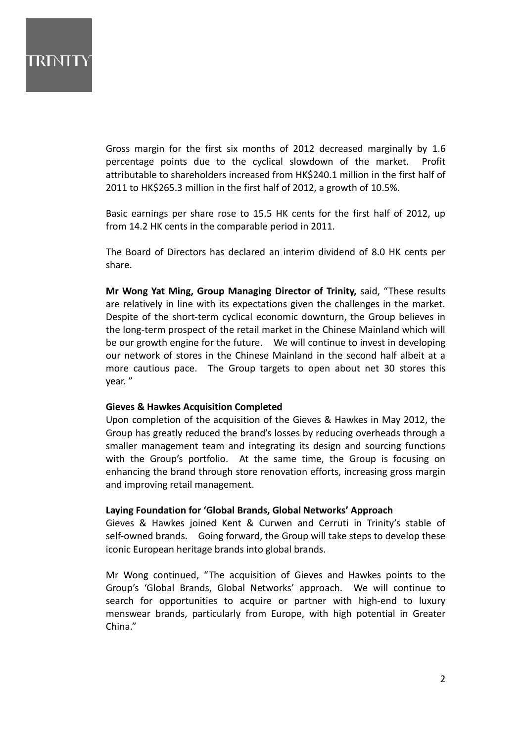Gross margin for the first six months of 2012 decreased marginally by 1.6 percentage points due to the cyclical slowdown of the market. Profit attributable to shareholders increased from HK$240.1 million in the first half of 2011 to HK$265.3 million in the first half of 2012, a growth of 10.5%.

Basic earnings per share rose to 15.5 HK cents for the first half of 2012, up from 14.2 HK cents in the comparable period in 2011.

The Board of Directors has declared an interim dividend of 8.0 HK cents per share.

**Mr Wong Yat Ming, Group Managing Director of Trinity,** said, "These results are relatively in line with its expectations given the challenges in the market. Despite of the short-term cyclical economic downturn, the Group believes in the long-term prospect of the retail market in the Chinese Mainland which will be our growth engine for the future. We will continue to invest in developing our network of stores in the Chinese Mainland in the second half albeit at a more cautious pace. The Group targets to open about net 30 stores this year."

**Gieves & Hawkes Acquisition Completed**

Upon completion of the acquisition of the Gieves & Hawkes in May 2012, the Group has greatly reduced the brand's losses by reducing overheads through a smaller management team and integrating its design and sourcing functions with the Group's portfolio. At the same time, the Group is focusing on enhancing the brand through store renovation efforts, increasing gross margin and improving retail management.

**Laying Foundation for 'Global Brands, Global Networks' Approach**

Gieves & Hawkes joined Kent & Curwen and Cerruti in Trinity's stable of self-owned brands. Going forward, the Group will take steps to develop these iconic European heritage brands into global brands.

Mr Wong continued, "The acquisition of Gieves and Hawkes points to the Group's 'Global Brands, Global Networks' approach. We will continue to search for opportunities to acquire or partner with high-end to luxury menswear brands, particularly from Europe, with high potential in Greater China."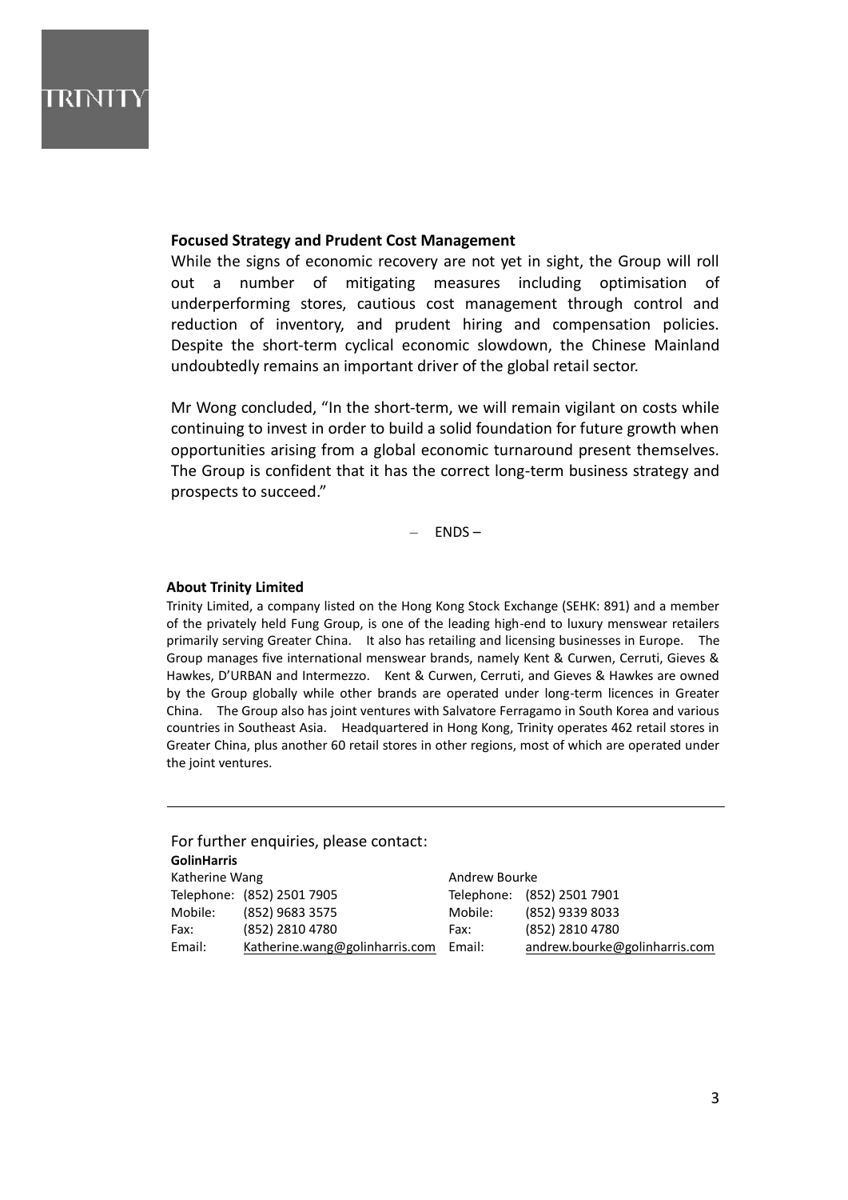**Focused Strategy and Prudent Cost Management**

While the signs of economic recovery are not yet in sight, the Group will roll out a number of mitigating measures including optimisation of underperforming stores, cautious cost management through control and reduction of inventory, and prudent hiring and compensation policies. Despite the short-term cyclical economic slowdown, the Chinese Mainland undoubtedly remains an important driver of the global retail sector.

Mr Wong concluded, "In the short-term, we will remain vigilant on costs while continuing to invest in order to build a solid foundation for future growth when opportunities arising from a global economic turnaround present themselves. The Group is confident that it has the correct long-term business strategy and prospects to succeed."

– ENDS –

**About Trinity Limited**

Trinity Limited, a company listed on the Hong Kong Stock Exchange (SEHK: 891) and a member of the privately held Fung Group, is one of the leading high-end to luxury menswear retailers primarily serving Greater China. It also has retailing and licensing businesses in Europe. The Group manages five international menswear brands, namely Kent & Curwen, Cerruti, Gieves & Hawkes, D'URBAN and Intermezzo. Kent & Curwen, Cerruti, and Gieves & Hawkes are owned by the Group globally while other brands are operated under long-term licences in Greater China. The Group also has joint ventures with Salvatore Ferragamo in South Korea and various countries in Southeast Asia. Headquartered in Hong Kong, Trinity operates 462 retail stores in Greater China, plus another 60 retail stores in other regions, most of which are operated under the joint ventures.

---

For further enquiries, please contact:

**GolinHarris**

| | | | |
|---|---|---|---|
| Katherine Wang | | Andrew Bourke | |
| Telephone: | (852) 2501 7905 | Telephone: | (852) 2501 7901 |
| Mobile: | (852) 9683 3575 | Mobile: | (852) 9339 8033 |
| Fax: | (852) 2810 4780 | Fax: | (852) 2810 4780 |
| Email: | Katherine.wang@golinharris.com | Email: | andrew.bourke@golinharris.com |